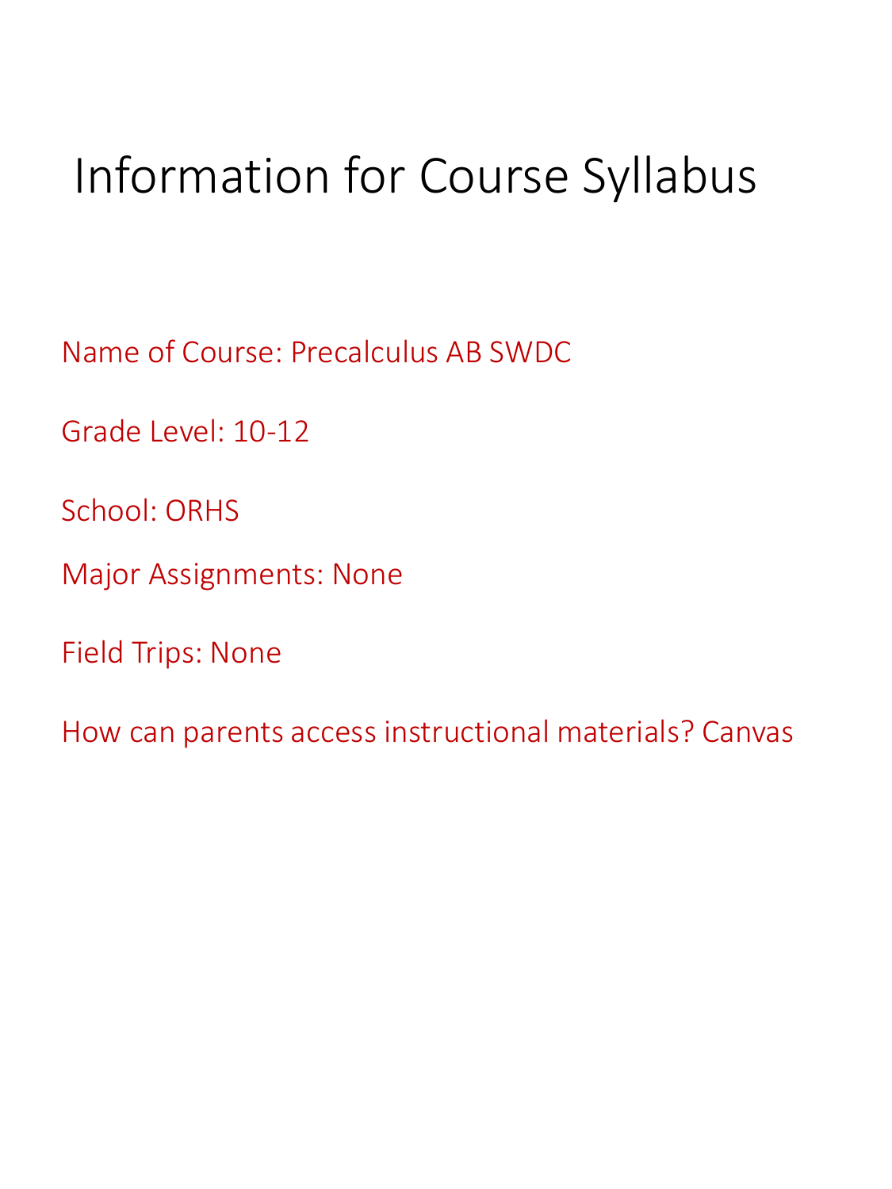# Information for Course Syllabus

Name of Course: Precalculus AB SWDC

Grade Level: 10-12

School: ORHS

Major Assignments: None

Field Trips: None

How can parents access instructional materials? Canvas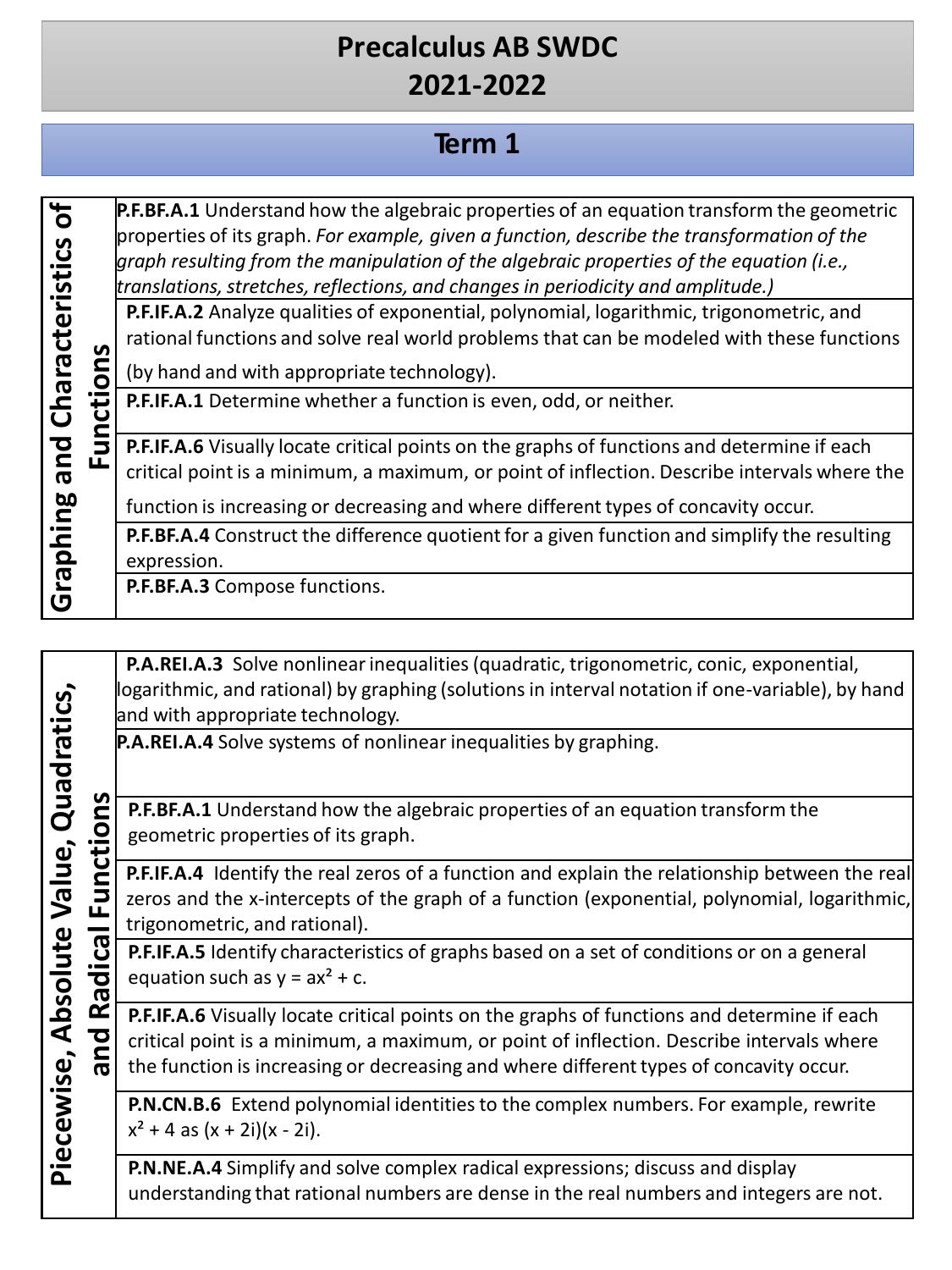# Precalculus AB SWDC
# 2021-2022

## Term 1

| Graphing and Characteristics of Functions | |
|---|---|
| | **P.F.BF.A.1** Understand how the algebraic properties of an equation transform the geometric properties of its graph. *For example, given a function, describe the transformation of the graph resulting from the manipulation of the algebraic properties of the equation (i.e., translations, stretches, reflections, and changes in periodicity and amplitude.)* |
| | **P.F.IF.A.2** Analyze qualities of exponential, polynomial, logarithmic, trigonometric, and rational functions and solve real world problems that can be modeled with these functions (by hand and with appropriate technology). |
| | **P.F.IF.A.1** Determine whether a function is even, odd, or neither. |
| | **P.F.IF.A.6** Visually locate critical points on the graphs of functions and determine if each critical point is a minimum, a maximum, or point of inflection. Describe intervals where the function is increasing or decreasing and where different types of concavity occur. |
| | **P.F.BF.A.4** Construct the difference quotient for a given function and simplify the resulting expression. |
| | **P.F.BF.A.3** Compose functions. |

| Piecewise, Absolute Value, Quadratics, and Radical Functions | |
|---|---|
| | **P.A.REI.A.3** Solve nonlinear inequalities (quadratic, trigonometric, conic, exponential, logarithmic, and rational) by graphing (solutions in interval notation if one-variable), by hand and with appropriate technology. |
| | **P.A.REI.A.4** Solve systems of nonlinear inequalities by graphing. |
| | **P.F.BF.A.1** Understand how the algebraic properties of an equation transform the geometric properties of its graph. |
| | **P.F.IF.A.4** Identify the real zeros of a function and explain the relationship between the real zeros and the x-intercepts of the graph of a function (exponential, polynomial, logarithmic, trigonometric, and rational). |
| | **P.F.IF.A.5** Identify characteristics of graphs based on a set of conditions or on a general equation such as $y = ax^2 + c$. |
| | **P.F.IF.A.6** Visually locate critical points on the graphs of functions and determine if each critical point is a minimum, a maximum, or point of inflection. Describe intervals where the function is increasing or decreasing and where different types of concavity occur. |
| | **P.N.CN.B.6** Extend polynomial identities to the complex numbers. For example, rewrite $x^2 + 4$ as $(x + 2i)(x - 2i)$. |
| | **P.N.NE.A.4** Simplify and solve complex radical expressions; discuss and display understanding that rational numbers are dense in the real numbers and integers are not. |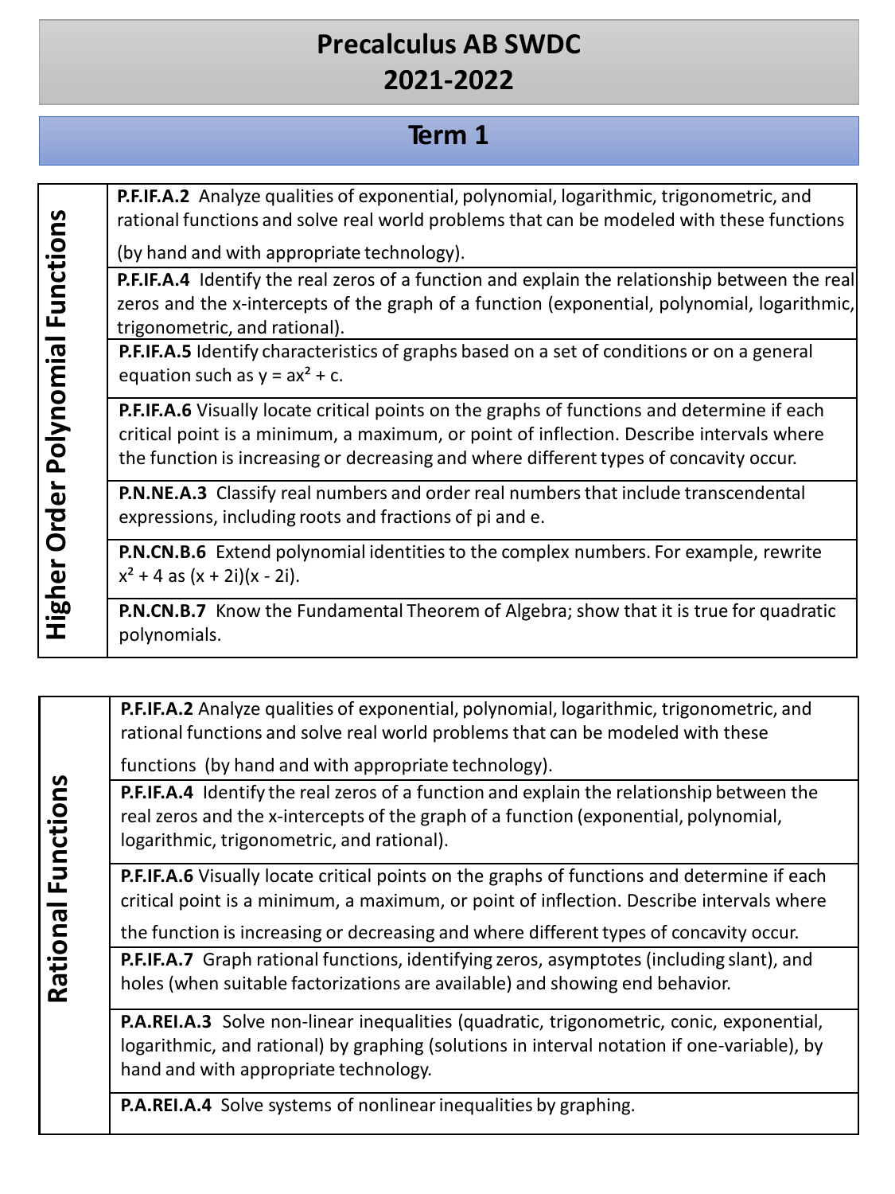# Precalculus AB SWDC
# 2021-2022

## Term 1

| Unit | Standards |
|---|---|
| **Higher Order Polynomial Functions** | **P.F.IF.A.2** Analyze qualities of exponential, polynomial, logarithmic, trigonometric, and rational functions and solve real world problems that can be modeled with these functions (by hand and with appropriate technology). |
| | **P.F.IF.A.4** Identify the real zeros of a function and explain the relationship between the real zeros and the x-intercepts of the graph of a function (exponential, polynomial, logarithmic, trigonometric, and rational). |
| | **P.F.IF.A.5** Identify characteristics of graphs based on a set of conditions or on a general equation such as $y = ax^2 + c$. |
| | **P.F.IF.A.6** Visually locate critical points on the graphs of functions and determine if each critical point is a minimum, a maximum, or point of inflection. Describe intervals where the function is increasing or decreasing and where different types of concavity occur. |
| | **P.N.NE.A.3** Classify real numbers and order real numbers that include transcendental expressions, including roots and fractions of pi and e. |
| | **P.N.CN.B.6** Extend polynomial identities to the complex numbers. For example, rewrite $x^2 + 4$ as $(x + 2i)(x - 2i)$. |
| | **P.N.CN.B.7** Know the Fundamental Theorem of Algebra; show that it is true for quadratic polynomials. |

| Unit | Standards |
|---|---|
| **Rational Functions** | **P.F.IF.A.2** Analyze qualities of exponential, polynomial, logarithmic, trigonometric, and rational functions and solve real world problems that can be modeled with these functions (by hand and with appropriate technology). |
| | **P.F.IF.A.4** Identify the real zeros of a function and explain the relationship between the real zeros and the x-intercepts of the graph of a function (exponential, polynomial, logarithmic, trigonometric, and rational). |
| | **P.F.IF.A.6** Visually locate critical points on the graphs of functions and determine if each critical point is a minimum, a maximum, or point of inflection. Describe intervals where the function is increasing or decreasing and where different types of concavity occur. |
| | **P.F.IF.A.7** Graph rational functions, identifying zeros, asymptotes (including slant), and holes (when suitable factorizations are available) and showing end behavior. |
| | **P.A.REI.A.3** Solve non-linear inequalities (quadratic, trigonometric, conic, exponential, logarithmic, and rational) by graphing (solutions in interval notation if one-variable), by hand and with appropriate technology. |
| | **P.A.REI.A.4** Solve systems of nonlinear inequalities by graphing. |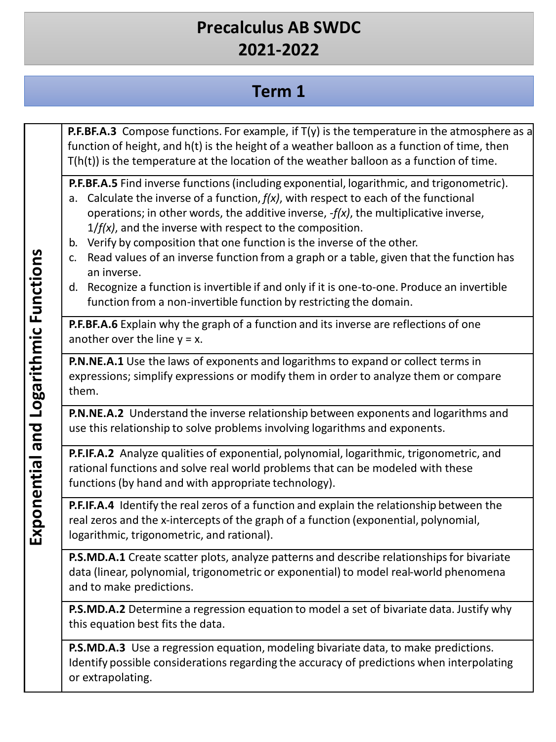# Precalculus AB SWDC
# 2021-2022

## Term 1

| Exponential and Logarithmic Functions | |
|---|---|
| | **P.F.BF.A.3** Compose functions. For example, if T(y) is the temperature in the atmosphere as a function of height, and h(t) is the height of a weather balloon as a function of time, then T(h(t)) is the temperature at the location of the weather balloon as a function of time. |
| | **P.F.BF.A.5** Find inverse functions (including exponential, logarithmic, and trigonometric).<br>a. Calculate the inverse of a function, *f(x)*, with respect to each of the functional operations; in other words, the additive inverse, -*f(x)*, the multiplicative inverse, 1/*f(x)*, and the inverse with respect to the composition.<br>b. Verify by composition that one function is the inverse of the other.<br>c. Read values of an inverse function from a graph or a table, given that the function has an inverse.<br>d. Recognize a function is invertible if and only if it is one-to-one. Produce an invertible function from a non-invertible function by restricting the domain. |
| | **P.F.BF.A.6** Explain why the graph of a function and its inverse are reflections of one another over the line y = x. |
| | **P.N.NE.A.1** Use the laws of exponents and logarithms to expand or collect terms in expressions; simplify expressions or modify them in order to analyze them or compare them. |
| | **P.N.NE.A.2** Understand the inverse relationship between exponents and logarithms and use this relationship to solve problems involving logarithms and exponents. |
| | **P.F.IF.A.2** Analyze qualities of exponential, polynomial, logarithmic, trigonometric, and rational functions and solve real world problems that can be modeled with these functions (by hand and with appropriate technology). |
| | **P.F.IF.A.4** Identify the real zeros of a function and explain the relationship between the real zeros and the x-intercepts of the graph of a function (exponential, polynomial, logarithmic, trigonometric, and rational). |
| | **P.S.MD.A.1** Create scatter plots, analyze patterns and describe relationships for bivariate data (linear, polynomial, trigonometric or exponential) to model real-world phenomena and to make predictions. |
| | **P.S.MD.A.2** Determine a regression equation to model a set of bivariate data. Justify why this equation best fits the data. |
| | **P.S.MD.A.3** Use a regression equation, modeling bivariate data, to make predictions. Identify possible considerations regarding the accuracy of predictions when interpolating or extrapolating. |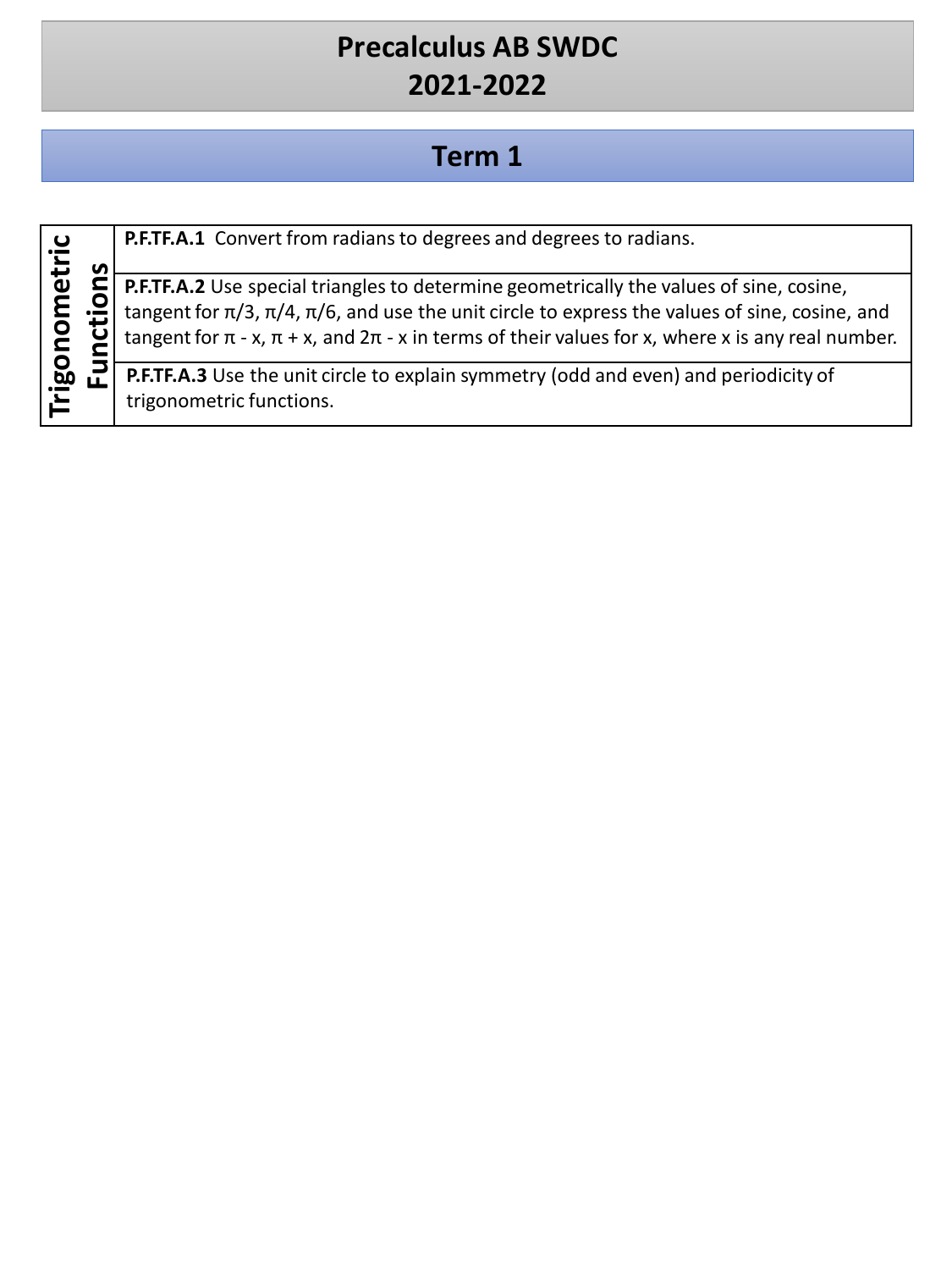# Precalculus AB SWDC
# 2021-2022

## Term 1

| Trigonometric Functions | |
|---|---|
| | **P.F.TF.A.1** Convert from radians to degrees and degrees to radians. |
| | **P.F.TF.A.2** Use special triangles to determine geometrically the values of sine, cosine, tangent for $\pi/3$, $\pi/4$, $\pi/6$, and use the unit circle to express the values of sine, cosine, and tangent for $\pi - x$, $\pi + x$, and $2\pi - x$ in terms of their values for x, where x is any real number. |
| | **P.F.TF.A.3** Use the unit circle to explain symmetry (odd and even) and periodicity of trigonometric functions. |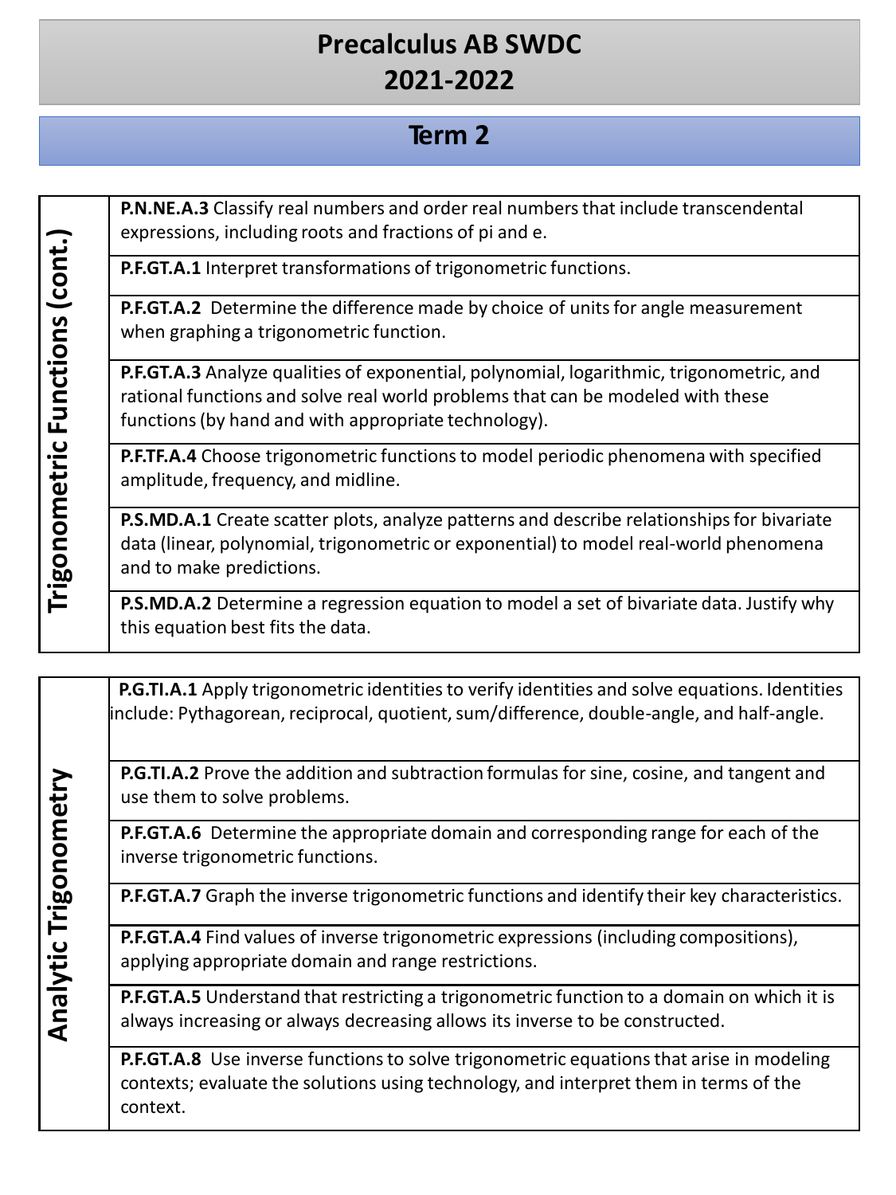# Precalculus AB SWDC
# 2021-2022

## Term 2

| Trigonometric Functions (cont.) | |
|---|---|
| | **P.N.NE.A.3** Classify real numbers and order real numbers that include transcendental expressions, including roots and fractions of pi and e. |
| | **P.F.GT.A.1** Interpret transformations of trigonometric functions. |
| | **P.F.GT.A.2** Determine the difference made by choice of units for angle measurement when graphing a trigonometric function. |
| | **P.F.GT.A.3** Analyze qualities of exponential, polynomial, logarithmic, trigonometric, and rational functions and solve real world problems that can be modeled with these functions (by hand and with appropriate technology). |
| | **P.F.TF.A.4** Choose trigonometric functions to model periodic phenomena with specified amplitude, frequency, and midline. |
| | **P.S.MD.A.1** Create scatter plots, analyze patterns and describe relationships for bivariate data (linear, polynomial, trigonometric or exponential) to model real-world phenomena and to make predictions. |
| | **P.S.MD.A.2** Determine a regression equation to model a set of bivariate data. Justify why this equation best fits the data. |

| Analytic Trigonometry | |
|---|---|
| | **P.G.TI.A.1** Apply trigonometric identities to verify identities and solve equations. Identities include: Pythagorean, reciprocal, quotient, sum/difference, double-angle, and half-angle. |
| | **P.G.TI.A.2** Prove the addition and subtraction formulas for sine, cosine, and tangent and use them to solve problems. |
| | **P.F.GT.A.6** Determine the appropriate domain and corresponding range for each of the inverse trigonometric functions. |
| | **P.F.GT.A.7** Graph the inverse trigonometric functions and identify their key characteristics. |
| | **P.F.GT.A.4** Find values of inverse trigonometric expressions (including compositions), applying appropriate domain and range restrictions. |
| | **P.F.GT.A.5** Understand that restricting a trigonometric function to a domain on which it is always increasing or always decreasing allows its inverse to be constructed. |
| | **P.F.GT.A.8** Use inverse functions to solve trigonometric equations that arise in modeling contexts; evaluate the solutions using technology, and interpret them in terms of the context. |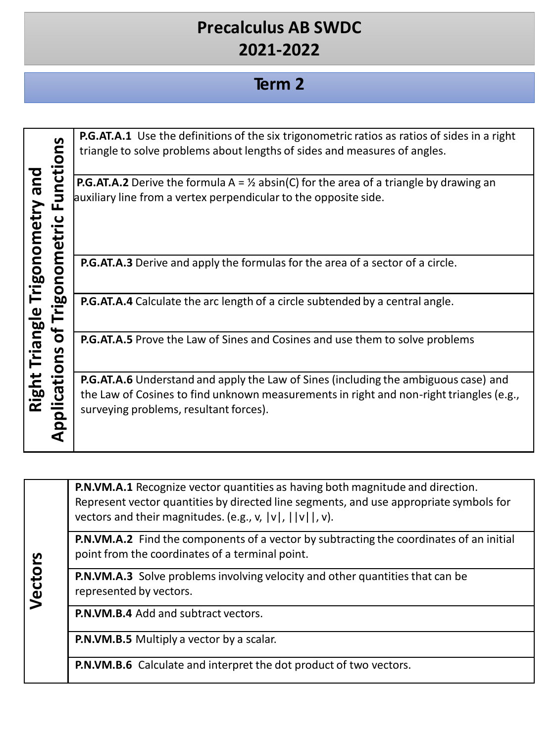# Precalculus AB SWDC
# 2021-2022

## Term 2

| Right Triangle Trigonometry and Applications of Trigonometric Functions | |
|---|---|
| | **P.G.AT.A.1** Use the definitions of the six trigonometric ratios as ratios of sides in a right triangle to solve problems about lengths of sides and measures of angles. |
| | **P.G.AT.A.2** Derive the formula A = ½ absin(C) for the area of a triangle by drawing an auxiliary line from a vertex perpendicular to the opposite side. |
| | **P.G.AT.A.3** Derive and apply the formulas for the area of a sector of a circle. |
| | **P.G.AT.A.4** Calculate the arc length of a circle subtended by a central angle. |
| | **P.G.AT.A.5** Prove the Law of Sines and Cosines and use them to solve problems |
| | **P.G.AT.A.6** Understand and apply the Law of Sines (including the ambiguous case) and the Law of Cosines to find unknown measurements in right and non-right triangles (e.g., surveying problems, resultant forces). |

| Vectors | |
|---|---|
| | **P.N.VM.A.1** Recognize vector quantities as having both magnitude and direction. Represent vector quantities by directed line segments, and use appropriate symbols for vectors and their magnitudes. (e.g., v, \|v\|, \|\|v\|\|, v). |
| | **P.N.VM.A.2** Find the components of a vector by subtracting the coordinates of an initial point from the coordinates of a terminal point. |
| | **P.N.VM.A.3** Solve problems involving velocity and other quantities that can be represented by vectors. |
| | **P.N.VM.B.4** Add and subtract vectors. |
| | **P.N.VM.B.5** Multiply a vector by a scalar. |
| | **P.N.VM.B.6** Calculate and interpret the dot product of two vectors. |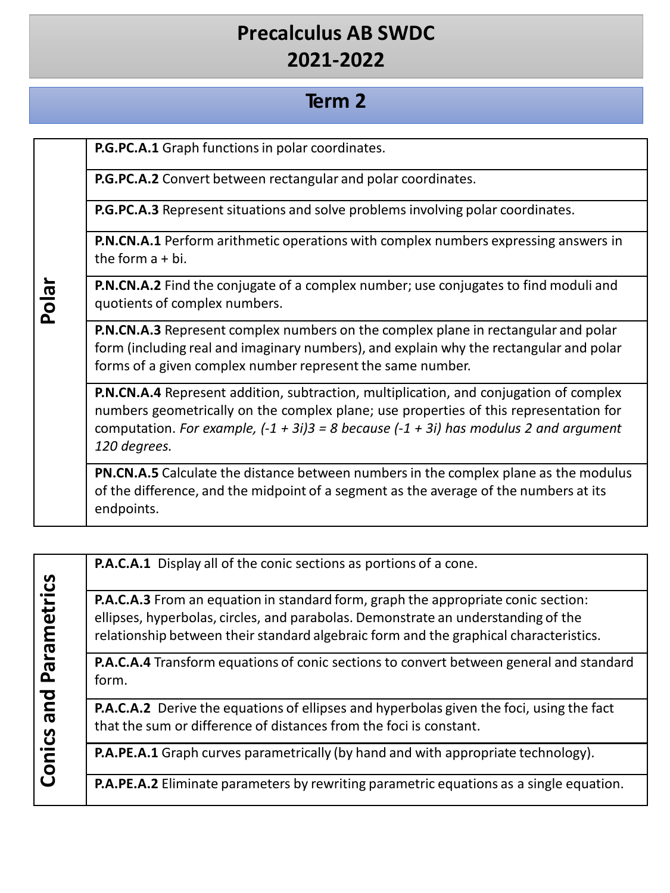# Precalculus AB SWDC
# 2021-2022

## Term 2

| Polar | |
|---|---|
| | **P.G.PC.A.1** Graph functions in polar coordinates. |
| | **P.G.PC.A.2** Convert between rectangular and polar coordinates. |
| | **P.G.PC.A.3** Represent situations and solve problems involving polar coordinates. |
| | **P.N.CN.A.1** Perform arithmetic operations with complex numbers expressing answers in the form a + bi. |
| | **P.N.CN.A.2** Find the conjugate of a complex number; use conjugates to find moduli and quotients of complex numbers. |
| | **P.N.CN.A.3** Represent complex numbers on the complex plane in rectangular and polar form (including real and imaginary numbers), and explain why the rectangular and polar forms of a given complex number represent the same number. |
| | **P.N.CN.A.4** Represent addition, subtraction, multiplication, and conjugation of complex numbers geometrically on the complex plane; use properties of this representation for computation. *For example, (-1 + 3i)3 = 8 because (-1 + 3i) has modulus 2 and argument 120 degrees.* |
| | **PN.CN.A.5** Calculate the distance between numbers in the complex plane as the modulus of the difference, and the midpoint of a segment as the average of the numbers at its endpoints. |

| Conics and Parametrics | |
|---|---|
| | **P.A.C.A.1** Display all of the conic sections as portions of a cone. |
| | **P.A.C.A.3** From an equation in standard form, graph the appropriate conic section: ellipses, hyperbolas, circles, and parabolas. Demonstrate an understanding of the relationship between their standard algebraic form and the graphical characteristics. |
| | **P.A.C.A.4** Transform equations of conic sections to convert between general and standard form. |
| | **P.A.C.A.2** Derive the equations of ellipses and hyperbolas given the foci, using the fact that the sum or difference of distances from the foci is constant. |
| | **P.A.PE.A.1** Graph curves parametrically (by hand and with appropriate technology). |
| | **P.A.PE.A.2** Eliminate parameters by rewriting parametric equations as a single equation. |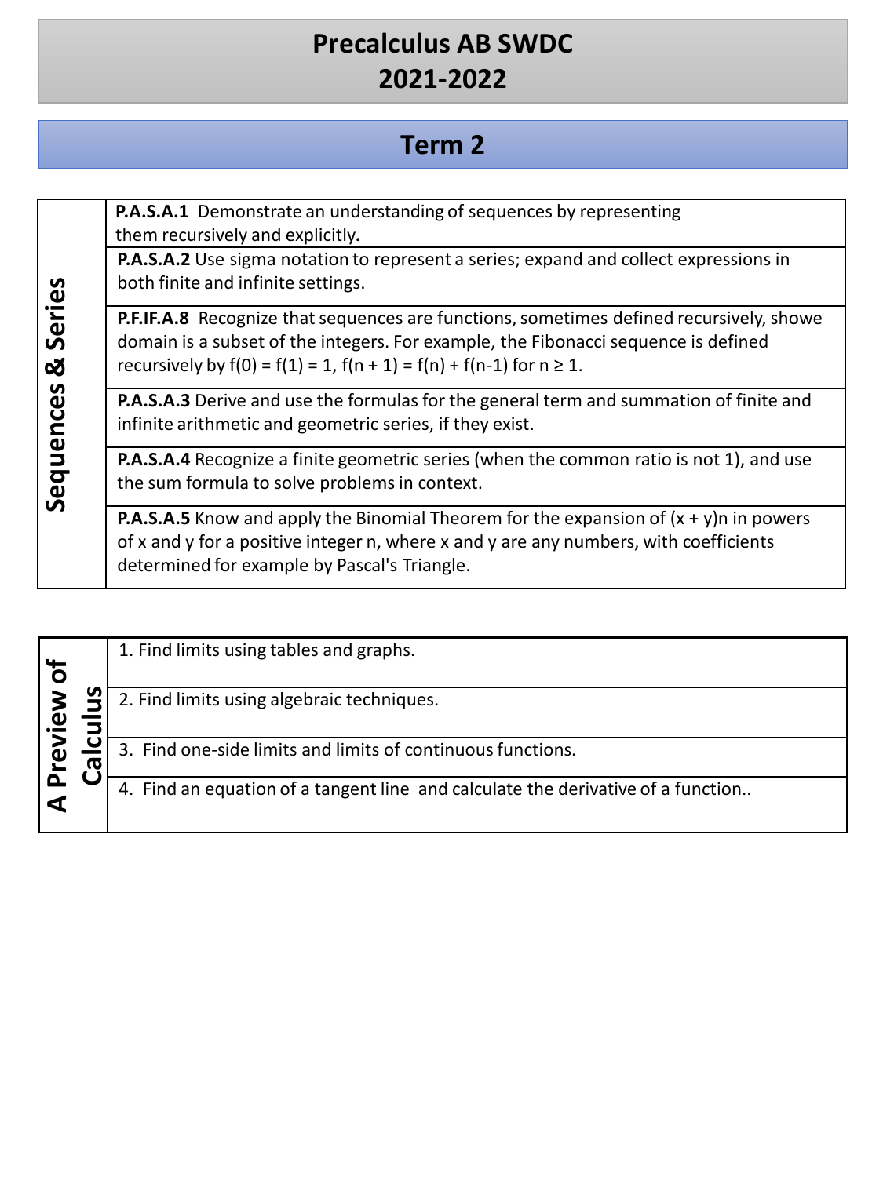# Precalculus AB SWDC
# 2021-2022

## Term 2

| | |
|---|---|
| **Sequences & Series** | **P.A.S.A.1** Demonstrate an understanding of sequences by representing them recursively and explicitly**.** |
| | **P.A.S.A.2** Use sigma notation to represent a series; expand and collect expressions in both finite and infinite settings. |
| | **P.F.IF.A.8** Recognize that sequences are functions, sometimes defined recursively, showe domain is a subset of the integers. For example, the Fibonacci sequence is defined recursively by $f(0) = f(1) = 1$, $f(n + 1) = f(n) + f(n-1)$ for $n \geq 1$. |
| | **P.A.S.A.3** Derive and use the formulas for the general term and summation of finite and infinite arithmetic and geometric series, if they exist. |
| | **P.A.S.A.4** Recognize a finite geometric series (when the common ratio is not 1), and use the sum formula to solve problems in context. |
| | **P.A.S.A.5** Know and apply the Binomial Theorem for the expansion of (x + y)n in powers of x and y for a positive integer n, where x and y are any numbers, with coefficients determined for example by Pascal's Triangle. |

| | |
|---|---|
| **A Preview of Calculus** | 1. Find limits using tables and graphs. |
| | 2. Find limits using algebraic techniques. |
| | 3. Find one-side limits and limits of continuous functions. |
| | 4. Find an equation of a tangent line and calculate the derivative of a function.. |